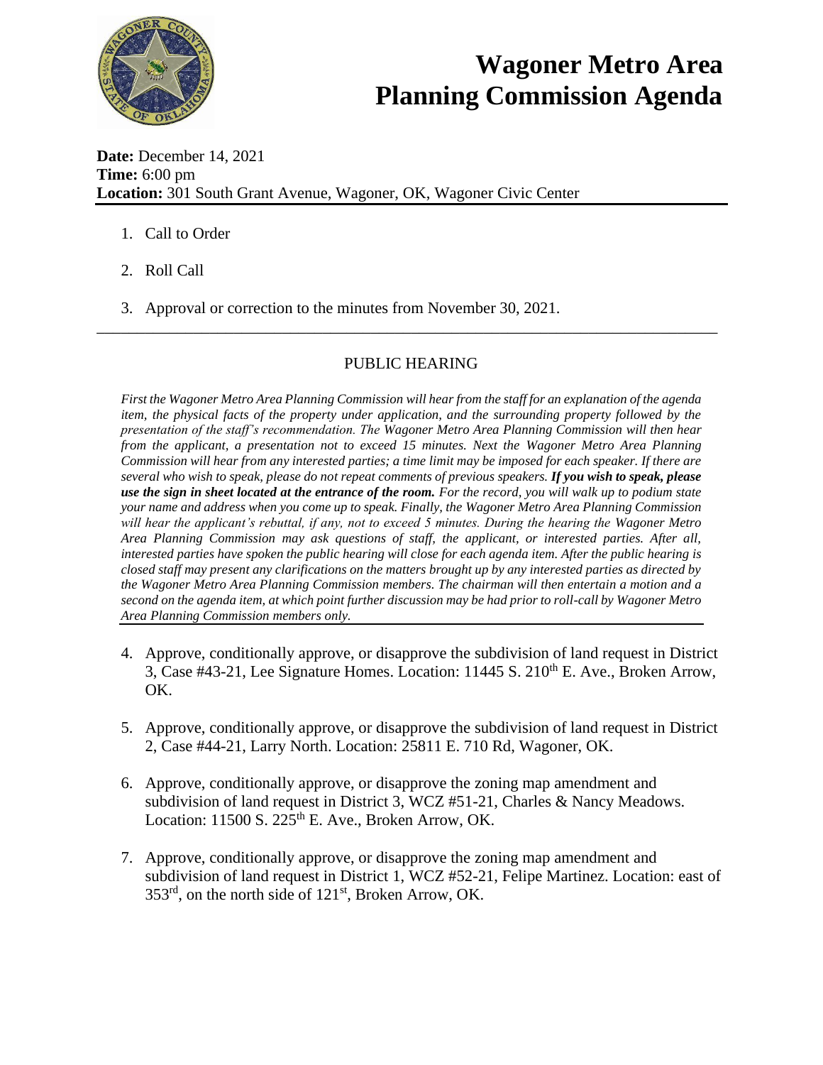# Wagoner Metro Area Planning Commission Agenda

**Date:** December 14, 2021
**Time:** 6:00 pm
**Location:** 301 South Grant Avenue, Wagoner, OK, Wagoner Civic Center

1. Call to Order
2. Roll Call
3. Approval or correction to the minutes from November 30, 2021.

---

## PUBLIC HEARING

*First the Wagoner Metro Area Planning Commission will hear from the staff for an explanation of the agenda item, the physical facts of the property under application, and the surrounding property followed by the presentation of the staff's recommendation. The Wagoner Metro Area Planning Commission will then hear from the applicant, a presentation not to exceed 15 minutes. Next the Wagoner Metro Area Planning Commission will hear from any interested parties; a time limit may be imposed for each speaker. If there are several who wish to speak, please do not repeat comments of previous speakers.* ***If you wish to speak, please use the sign in sheet located at the entrance of the room.*** *For the record, you will walk up to podium state your name and address when you come up to speak. Finally, the Wagoner Metro Area Planning Commission will hear the applicant's rebuttal, if any, not to exceed 5 minutes. During the hearing the Wagoner Metro Area Planning Commission may ask questions of staff, the applicant, or interested parties. After all, interested parties have spoken the public hearing will close for each agenda item. After the public hearing is closed staff may present any clarifications on the matters brought up by any interested parties as directed by the Wagoner Metro Area Planning Commission members. The chairman will then entertain a motion and a second on the agenda item, at which point further discussion may be had prior to roll-call by Wagoner Metro Area Planning Commission members only.*

4. Approve, conditionally approve, or disapprove the subdivision of land request in District 3, Case #43-21, Lee Signature Homes. Location: 11445 S. 210th E. Ave., Broken Arrow, OK.

5. Approve, conditionally approve, or disapprove the subdivision of land request in District 2, Case #44-21, Larry North. Location: 25811 E. 710 Rd, Wagoner, OK.

6. Approve, conditionally approve, or disapprove the zoning map amendment and subdivision of land request in District 3, WCZ #51-21, Charles & Nancy Meadows. Location: 11500 S. 225th E. Ave., Broken Arrow, OK.

7. Approve, conditionally approve, or disapprove the zoning map amendment and subdivision of land request in District 1, WCZ #52-21, Felipe Martinez. Location: east of 353rd, on the north side of 121st, Broken Arrow, OK.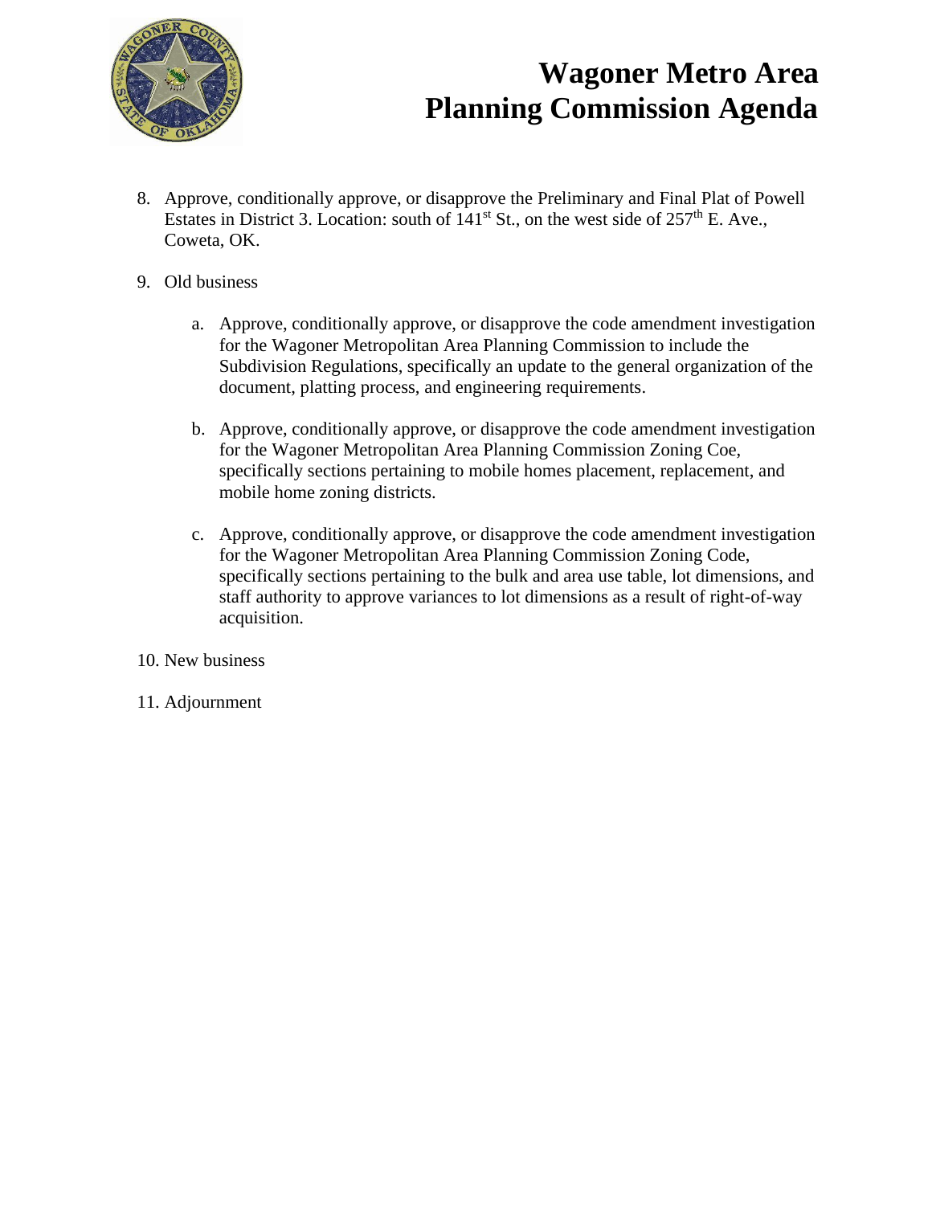# Wagoner Metro Area Planning Commission Agenda

8. Approve, conditionally approve, or disapprove the Preliminary and Final Plat of Powell Estates in District 3. Location: south of 141st St., on the west side of 257th E. Ave., Coweta, OK.

9. Old business

   a. Approve, conditionally approve, or disapprove the code amendment investigation for the Wagoner Metropolitan Area Planning Commission to include the Subdivision Regulations, specifically an update to the general organization of the document, platting process, and engineering requirements.

   b. Approve, conditionally approve, or disapprove the code amendment investigation for the Wagoner Metropolitan Area Planning Commission Zoning Coe, specifically sections pertaining to mobile homes placement, replacement, and mobile home zoning districts.

   c. Approve, conditionally approve, or disapprove the code amendment investigation for the Wagoner Metropolitan Area Planning Commission Zoning Code, specifically sections pertaining to the bulk and area use table, lot dimensions, and staff authority to approve variances to lot dimensions as a result of right-of-way acquisition.

10. New business

11. Adjournment